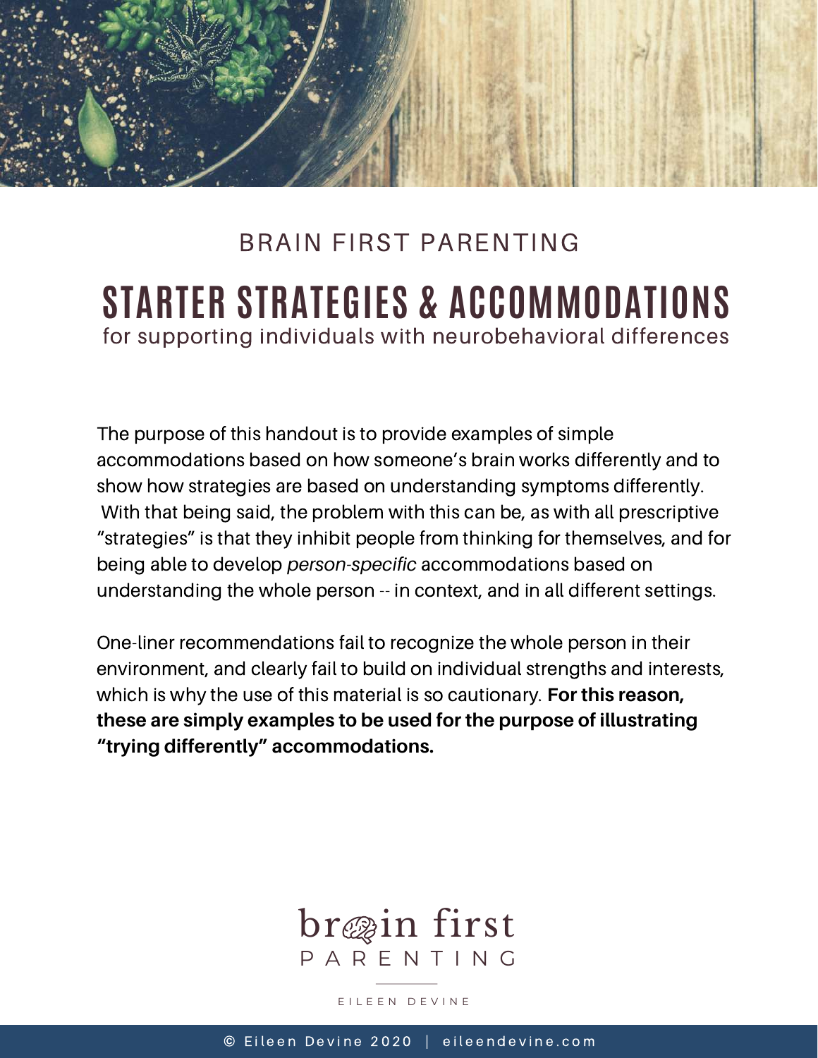BRAIN FIRST PARENTING

# STARTER STRATEGIES & ACCOMMODATIONS

for supporting individuals with neurobehavioral differences

The purpose of this handout is to provide examples of simple accommodations based on how someone's brain works differently and to show how strategies are based on understanding symptoms differently. With that being said, the problem with this can be, as with all prescriptive "strategies" is that they inhibit people from thinking for themselves, and for being able to develop *person-specific* accommodations based on understanding the whole person -- in context, and in all different settings.

One-liner recommendations fail to recognize the whole person in their environment, and clearly fail to build on individual strengths and interests, which is why the use of this material is so cautionary. **For this reason, these are simply examples to be used for the purpose of illustrating "trying differently" accommodations.**

brain first
PARENTING

EILEEN DEVINE

© Eileen Devine 2020 | eileendevine.com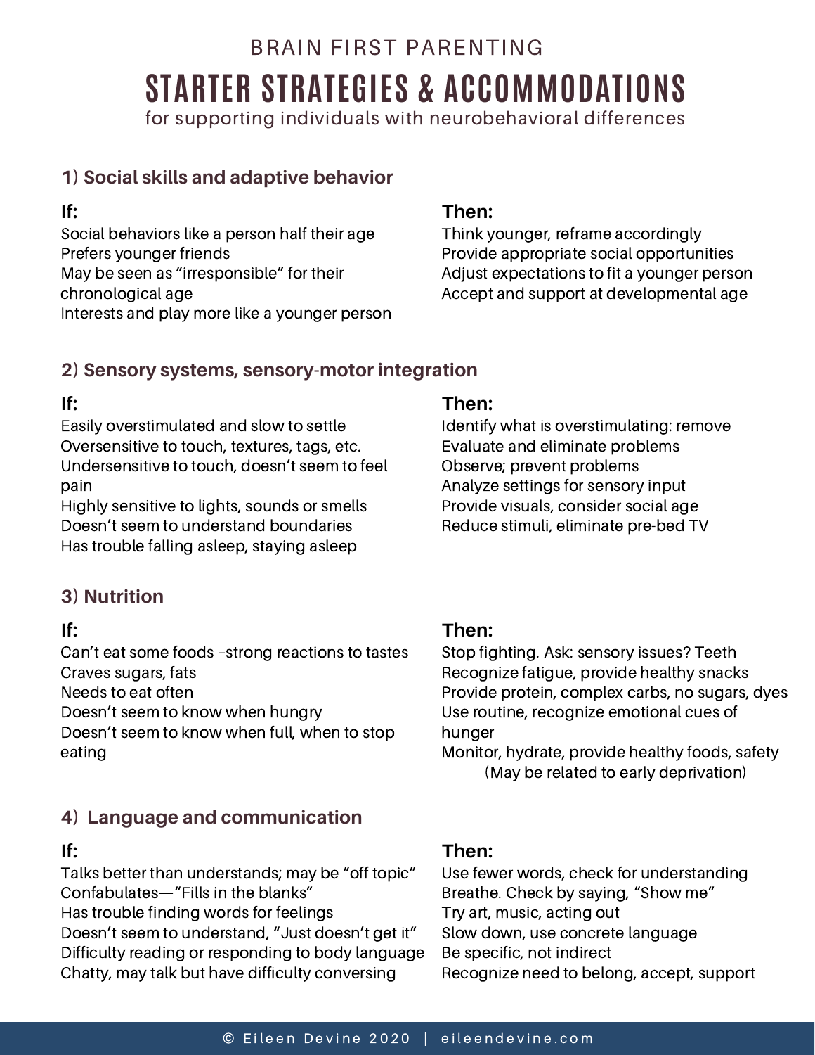BRAIN FIRST PARENTING

# STARTER STRATEGIES & ACCOMMODATIONS

for supporting individuals with neurobehavioral differences

## 1) Social skills and adaptive behavior

| If: | Then: |
| --- | --- |
| Social behaviors like a person half their age | Think younger, reframe accordingly |
| Prefers younger friends | Provide appropriate social opportunities |
| May be seen as "irresponsible" for their chronological age | Adjust expectations to fit a younger person |
| Interests and play more like a younger person | Accept and support at developmental age |

## 2) Sensory systems, sensory-motor integration

| If: | Then: |
| --- | --- |
| Easily overstimulated and slow to settle | Identify what is overstimulating: remove |
| Oversensitive to touch, textures, tags, etc. | Evaluate and eliminate problems |
| Undersensitive to touch, doesn't seem to feel pain | Observe; prevent problems |
| Highly sensitive to lights, sounds or smells | Analyze settings for sensory input |
| Doesn't seem to understand boundaries | Provide visuals, consider social age |
| Has trouble falling asleep, staying asleep | Reduce stimuli, eliminate pre-bed TV |

## 3) Nutrition

| If: | Then: |
| --- | --- |
| Can't eat some foods –strong reactions to tastes | Stop fighting. Ask: sensory issues? Teeth |
| Craves sugars, fats | Recognize fatigue, provide healthy snacks |
| Needs to eat often | Provide protein, complex carbs, no sugars, dyes |
| Doesn't seem to know when hungry | Use routine, recognize emotional cues of hunger |
| Doesn't seem to know when full, when to stop eating | Monitor, hydrate, provide healthy foods, safety (May be related to early deprivation) |

## 4) Language and communication

| If: | Then: |
| --- | --- |
| Talks better than understands; may be "off topic" | Use fewer words, check for understanding |
| Confabulates—"Fills in the blanks" | Breathe. Check by saying, "Show me" |
| Has trouble finding words for feelings | Try art, music, acting out |
| Doesn't seem to understand, "Just doesn't get it" | Slow down, use concrete language |
| Difficulty reading or responding to body language | Be specific, not indirect |
| Chatty, may talk but have difficulty conversing | Recognize need to belong, accept, support |

© Eileen Devine 2020 | eileendevine.com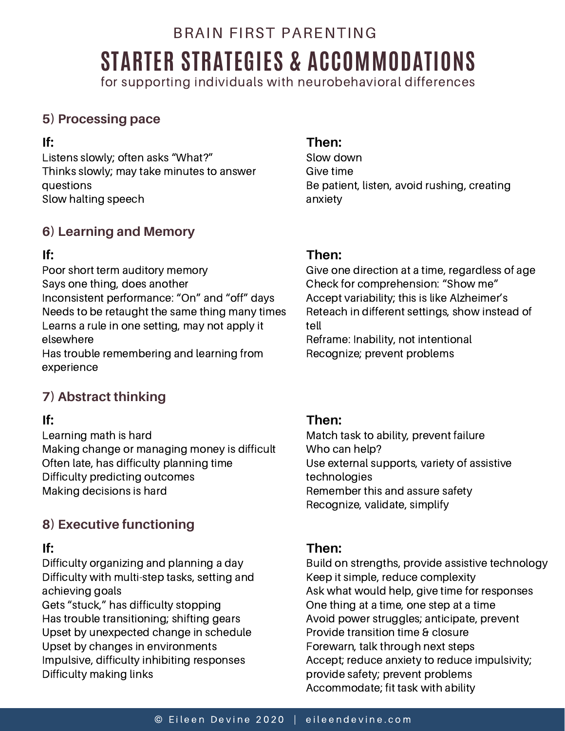BRAIN FIRST PARENTING

# STARTER STRATEGIES & ACCOMMODATIONS

for supporting individuals with neurobehavioral differences

## 5) Processing pace

**If:**

Listens slowly; often asks "What?"
Thinks slowly; may take minutes to answer questions
Slow halting speech

**Then:**

Slow down
Give time
Be patient, listen, avoid rushing, creating anxiety

## 6) Learning and Memory

**If:**

Poor short term auditory memory
Says one thing, does another
Inconsistent performance: "On" and "off" days
Needs to be retaught the same thing many times
Learns a rule in one setting, may not apply it elsewhere
Has trouble remembering and learning from experience

**Then:**

Give one direction at a time, regardless of age
Check for comprehension: "Show me"
Accept variability; this is like Alzheimer's
Reteach in different settings, show instead of tell
Reframe: Inability, not intentional
Recognize; prevent problems

## 7) Abstract thinking

**If:**

Learning math is hard
Making change or managing money is difficult
Often late, has difficulty planning time
Difficulty predicting outcomes
Making decisions is hard

**Then:**

Match task to ability, prevent failure
Who can help?
Use external supports, variety of assistive technologies
Remember this and assure safety
Recognize, validate, simplify

## 8) Executive functioning

**If:**

Difficulty organizing and planning a day
Difficulty with multi-step tasks, setting and achieving goals
Gets "stuck," has difficulty stopping
Has trouble transitioning; shifting gears
Upset by unexpected change in schedule
Upset by changes in environments
Impulsive, difficulty inhibiting responses
Difficulty making links

**Then:**

Build on strengths, provide assistive technology
Keep it simple, reduce complexity
Ask what would help, give time for responses
One thing at a time, one step at a time
Avoid power struggles; anticipate, prevent
Provide transition time & closure
Forewarn, talk through next steps
Accept; reduce anxiety to reduce impulsivity; provide safety; prevent problems
Accommodate; fit task with ability

© Eileen Devine 2020 | eileendevine.com